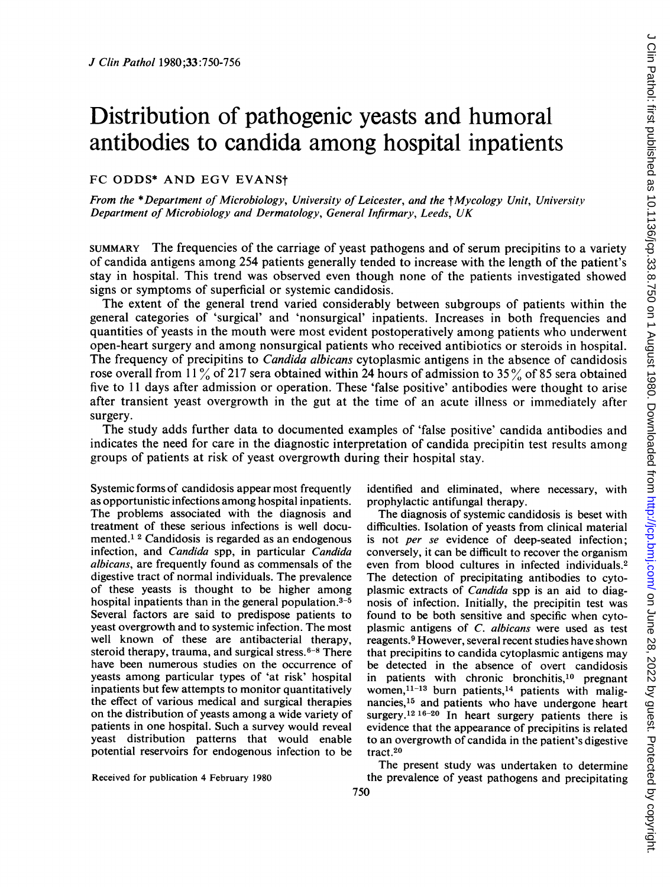# Distribution of pathogenic yeasts and humoral antibodies to candida among hospital inpatients

FC ODDS* AND EGV EVANS†

*From the \*Department of Microbiology, University of Leicester, and the †Mycology Unit, University Department of Microbiology and Dermatology, General Infirmary, Leeds, UK*

SUMMARY The frequencies of the carriage of yeast pathogens and of serum precipitins to a variety of candida antigens among 254 patients generally tended to increase with the length of the patient's stay in hospital. This trend was observed even though none of the patients investigated showed signs or symptoms of superficial or systemic candidosis.

The extent of the general trend varied considerably between subgroups of patients within the general categories of 'surgical' and 'nonsurgical' inpatients. Increases in both frequencies and quantities of yeasts in the mouth were most evident postoperatively among patients who underwent open-heart surgery and among nonsurgical patients who received antibiotics or steroids in hospital. The frequency of precipitins to *Candida albicans* cytoplasmic antigens in the absence of candidosis rose overall from 11% of 217 sera obtained within 24 hours of admission to 35% of 85 sera obtained five to 11 days after admission or operation. These 'false positive' antibodies were thought to arise after transient yeast overgrowth in the gut at the time of an acute illness or immediately after surgery.

The study adds further data to documented examples of 'false positive' candida antibodies and indicates the need for care in the diagnostic interpretation of candida precipitin test results among groups of patients at risk of yeast overgrowth during their hospital stay.

Systemic forms of candidosis appear most frequently as opportunistic infections among hospital inpatients. The problems associated with the diagnosis and treatment of these serious infections is well documented.[1 2] Candidosis is regarded as an endogenous infection, and *Candida* spp, in particular *Candida albicans*, are frequently found as commensals of the digestive tract of normal individuals. The prevalence of these yeasts is thought to be higher among hospital inpatients than in the general population.[3-5] Several factors are said to predispose patients to yeast overgrowth and to systemic infection. The most well known of these are antibacterial therapy, steroid therapy, trauma, and surgical stress.[6-8] There have been numerous studies on the occurrence of yeasts among particular types of 'at risk' hospital inpatients but few attempts to monitor quantitatively the effect of various medical and surgical therapies on the distribution of yeasts among a wide variety of patients in one hospital. Such a survey would reveal yeast distribution patterns that would enable potential reservoirs for endogenous infection to be identified and eliminated, where necessary, with prophylactic antifungal therapy.

The diagnosis of systemic candidosis is beset with difficulties. Isolation of yeasts from clinical material is not *per se* evidence of deep-seated infection; conversely, it can be difficult to recover the organism even from blood cultures in infected individuals.[2] The detection of precipitating antibodies to cytoplasmic extracts of *Candida* spp is an aid to diagnosis of infection. Initially, the precipitin test was found to be both sensitive and specific when cytoplasmic antigens of *C. albicans* were used as test reagents.[9] However, several recent studies have shown that precipitins to candida cytoplasmic antigens may be detected in the absence of overt candidosis in patients with chronic bronchitis,[10] pregnant women,[11-13] burn patients,[14] patients with malignancies,[15] and patients who have undergone heart surgery.[12 16-20] In heart surgery patients there is evidence that the appearance of precipitins is related to an overgrowth of candida in the patient's digestive tract.[20]

The present study was undertaken to determine the prevalence of yeast pathogens and precipitating

Received for publication 4 February 1980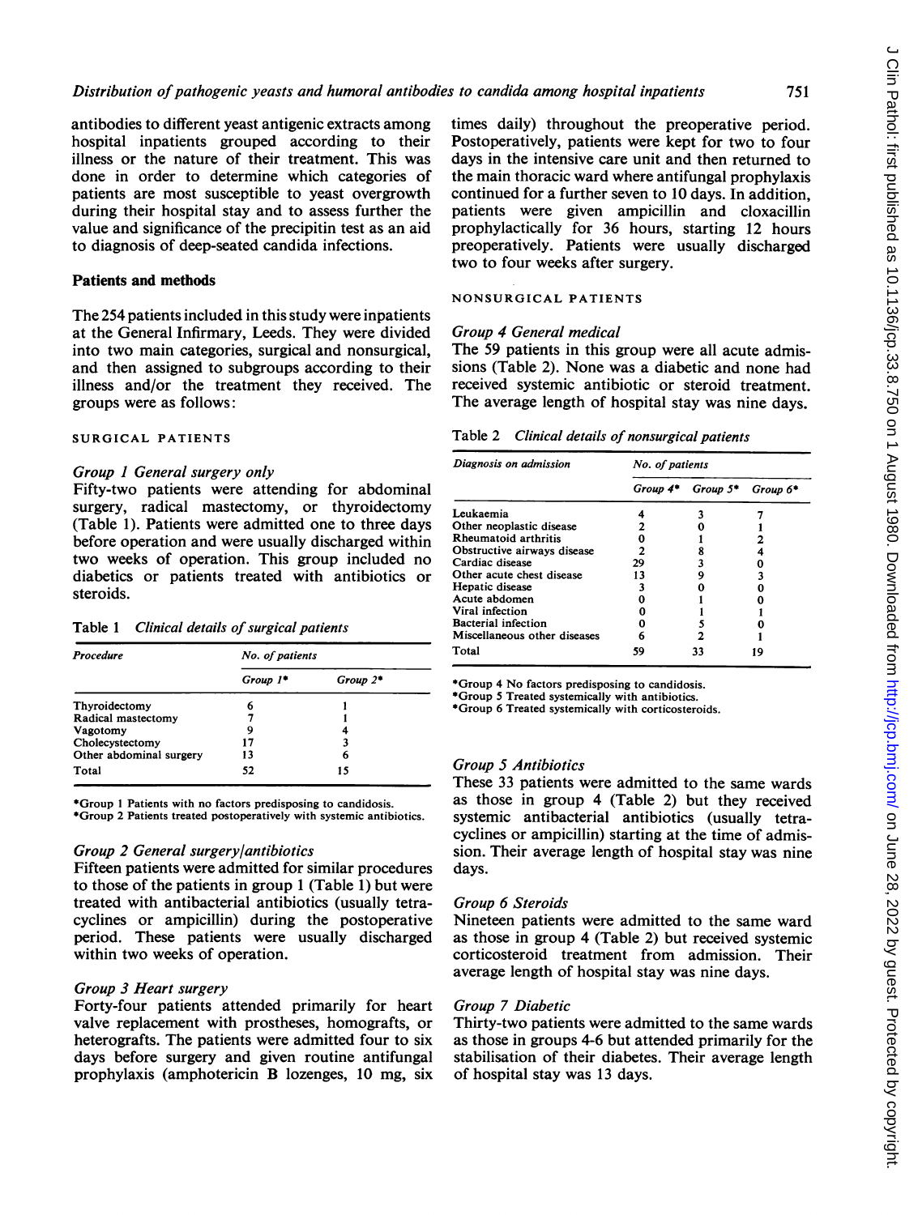antibodies to different yeast antigenic extracts among hospital inpatients grouped according to their illness or the nature of their treatment. This was done in order to determine which categories of patients are most susceptible to yeast overgrowth during their hospital stay and to assess further the value and significance of the precipitin test as an aid to diagnosis of deep-seated candida infections.

## Patients and methods

The 254 patients included in this study were inpatients at the General Infirmary, Leeds. They were divided into two main categories, surgical and nonsurgical, and then assigned to subgroups according to their illness and/or the treatment they received. The groups were as follows:

### SURGICAL PATIENTS

*Group 1 General surgery only*

Fifty-two patients were attending for abdominal surgery, radical mastectomy, or thyroidectomy (Table 1). Patients were admitted one to three days before operation and were usually discharged within two weeks of operation. This group included no diabetics or patients treated with antibiotics or steroids.

Table 1 *Clinical details of surgical patients*

| *Procedure* | *No. of patients* | |
|---|---|---|
| | *Group 1\** | *Group 2\** |
| Thyroidectomy | 6 | 1 |
| Radical mastectomy | 7 | 1 |
| Vagotomy | 9 | 4 |
| Cholecystectomy | 17 | 3 |
| Other abdominal surgery | 13 | 6 |
| Total | 52 | 15 |

\*Group 1 Patients with no factors predisposing to candidosis.
\*Group 2 Patients treated postoperatively with systemic antibiotics.

*Group 2 General surgery/antibiotics*

Fifteen patients were admitted for similar procedures to those of the patients in group 1 (Table 1) but were treated with antibacterial antibiotics (usually tetracyclines or ampicillin) during the postoperative period. These patients were usually discharged within two weeks of operation.

*Group 3 Heart surgery*

Forty-four patients attended primarily for heart valve replacement with prostheses, homografts, or heterografts. The patients were admitted four to six days before surgery and given routine antifungal prophylaxis (amphotericin B lozenges, 10 mg, six times daily) throughout the preoperative period. Postoperatively, patients were kept for two to four days in the intensive care unit and then returned to the main thoracic ward where antifungal prophylaxis continued for a further seven to 10 days. In addition, patients were given ampicillin and cloxacillin prophylactically for 36 hours, starting 12 hours preoperatively. Patients were usually discharged two to four weeks after surgery.

### NONSURGICAL PATIENTS

*Group 4 General medical*

The 59 patients in this group were all acute admissions (Table 2). None was a diabetic and none had received systemic antibiotic or steroid treatment. The average length of hospital stay was nine days.

Table 2 *Clinical details of nonsurgical patients*

| *Diagnosis on admission* | *No. of patients* | | |
|---|---|---|---|
| | *Group 4\** | *Group 5\** | *Group 6\** |
| Leukaemia | 4 | 3 | 7 |
| Other neoplastic disease | 2 | 0 | 1 |
| Rheumatoid arthritis | 0 | 1 | 2 |
| Obstructive airways disease | 2 | 8 | 4 |
| Cardiac disease | 29 | 3 | 0 |
| Other acute chest disease | 13 | 9 | 3 |
| Hepatic disease | 3 | 0 | 0 |
| Acute abdomen | 0 | 1 | 0 |
| Viral infection | 0 | 1 | 1 |
| Bacterial infection | 0 | 5 | 0 |
| Miscellaneous other diseases | 6 | 2 | 1 |
| Total | 59 | 33 | 19 |

\*Group 4 No factors predisposing to candidosis.
\*Group 5 Treated systemically with antibiotics.
\*Group 6 Treated systemically with corticosteroids.

*Group 5 Antibiotics*

These 33 patients were admitted to the same wards as those in group 4 (Table 2) but they received systemic antibacterial antibiotics (usually tetracyclines or ampicillin) starting at the time of admission. Their average length of hospital stay was nine days.

*Group 6 Steroids*

Nineteen patients were admitted to the same ward as those in group 4 (Table 2) but received systemic corticosteroid treatment from admission. Their average length of hospital stay was nine days.

*Group 7 Diabetic*

Thirty-two patients were admitted to the same wards as those in groups 4-6 but attended primarily for the stabilisation of their diabetes. Their average length of hospital stay was 13 days.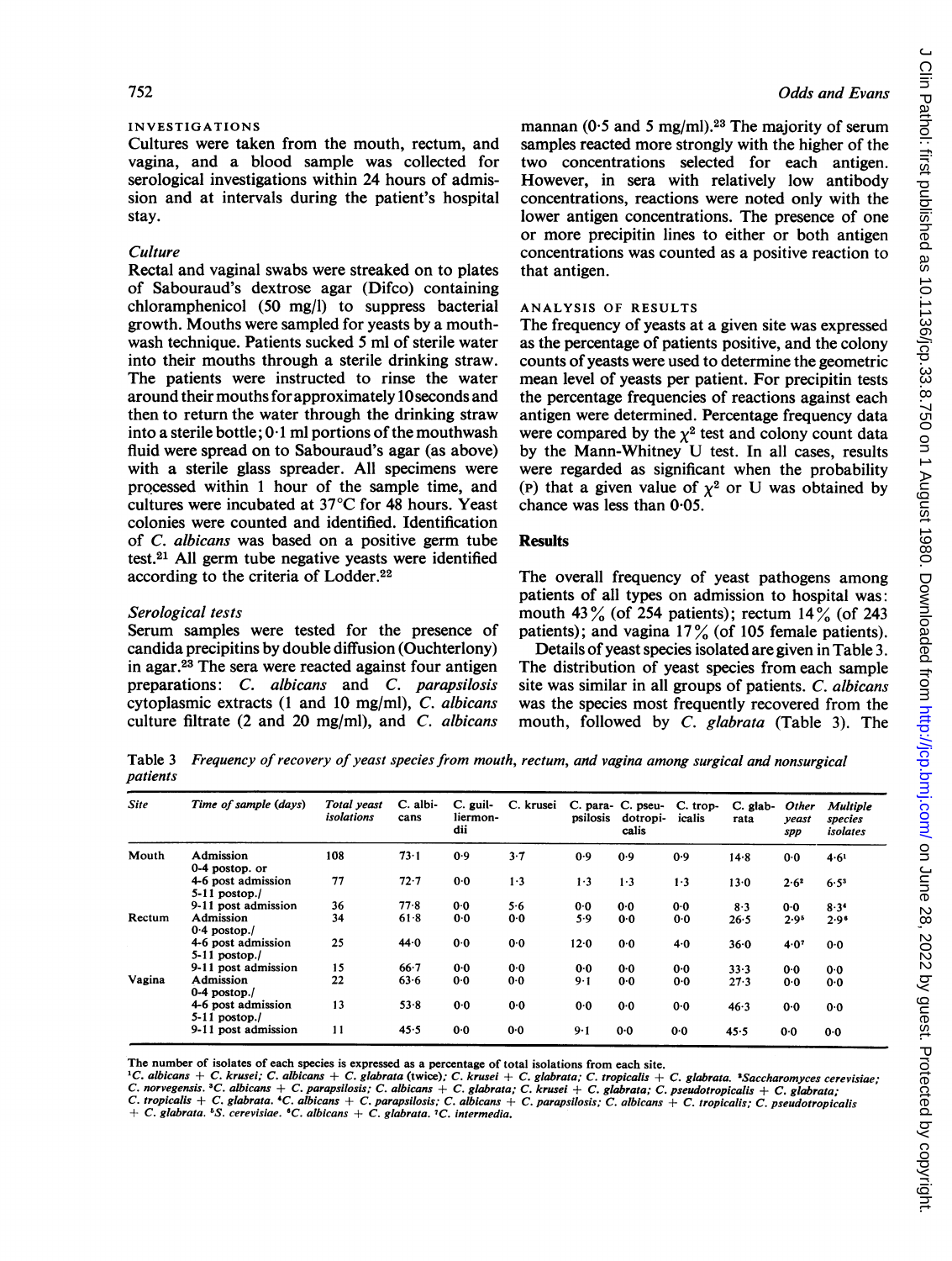INVESTIGATIONS

Cultures were taken from the mouth, rectum, and vagina, and a blood sample was collected for serological investigations within 24 hours of admission and at intervals during the patient's hospital stay.

### *Culture*

Rectal and vaginal swabs were streaked on to plates of Sabouraud's dextrose agar (Difco) containing chloramphenicol (50 mg/l) to suppress bacterial growth. Mouths were sampled for yeasts by a mouthwash technique. Patients sucked 5 ml of sterile water into their mouths through a sterile drinking straw. The patients were instructed to rinse the water around their mouths for approximately 10 seconds and then to return the water through the drinking straw into a sterile bottle; 0·1 ml portions of the mouthwash fluid were spread on to Sabouraud's agar (as above) with a sterile glass spreader. All specimens were processed within 1 hour of the sample time, and cultures were incubated at 37°C for 48 hours. Yeast colonies were counted and identified. Identification of *C. albicans* was based on a positive germ tube test.[21] All germ tube negative yeasts were identified according to the criteria of Lodder.[22]

### *Serological tests*

Serum samples were tested for the presence of candida precipitins by double diffusion (Ouchterlony) in agar.[23] The sera were reacted against four antigen preparations: *C. albicans* and *C. parapsilosis* cytoplasmic extracts (1 and 10 mg/ml), *C. albicans* culture filtrate (2 and 20 mg/ml), and *C. albicans* mannan (0·5 and 5 mg/ml).[23] The majority of serum samples reacted more strongly with the higher of the two concentrations selected for each antigen. However, in sera with relatively low antibody concentrations, reactions were noted only with the lower antigen concentrations. The presence of one or more precipitin lines to either or both antigen concentrations was counted as a positive reaction to that antigen.

ANALYSIS OF RESULTS

The frequency of yeasts at a given site was expressed as the percentage of patients positive, and the colony counts of yeasts were used to determine the geometric mean level of yeasts per patient. For precipitin tests the percentage frequencies of reactions against each antigen were determined. Percentage frequency data were compared by the $\chi^2$ test and colony count data by the Mann-Whitney U test. In all cases, results were regarded as significant when the probability (P) that a given value of $\chi^2$ or U was obtained by chance was less than 0·05.

## Results

The overall frequency of yeast pathogens among patients of all types on admission to hospital was: mouth 43% (of 254 patients); rectum 14% (of 243 patients); and vagina 17% (of 105 female patients).

Details of yeast species isolated are given in Table 3. The distribution of yeast species from each sample site was similar in all groups of patients. *C. albicans* was the species most frequently recovered from the mouth, followed by *C. glabrata* (Table 3). The

Table 3 *Frequency of recovery of yeast species from mouth, rectum, and vagina among surgical and nonsurgical patients*

| Site | Time of sample (days) | Total yeast isolations | C. albicans | C. guilliermondii | C. krusei | C. parapsilosis | C. pseudotropicalis | C. tropicalis | C. glabrata | Other yeast spp | Multiple species isolates |
|---|---|---|---|---|---|---|---|---|---|---|---|
| Mouth | Admission | 108 | 73·1 | 0·9 | 3·7 | 0·9 | 0·9 | 0·9 | 14·8 | 0·0 | 4·6[1] |
| | 0-4 postop. or 4-6 post admission | 77 | 72·7 | 0·0 | 1·3 | 1·3 | 1·3 | 1·3 | 13·0 | 2·6[2] | 6·5[3] |
| | 5-11 postop./ 9-11 post admission | 36 | 77·8 | 0·0 | 5·6 | 0·0 | 0·0 | 0·0 | 8·3 | 0·0 | 8·3[4] |
| Rectum | Admission | 34 | 61·8 | 0·0 | 0·0 | 5·9 | 0·0 | 0·0 | 26·5 | 2·9[5] | 2·9[6] |
| | 0-4 postop./ 4-6 post admission | 25 | 44·0 | 0·0 | 0·0 | 12·0 | 0·0 | 4·0 | 36·0 | 4·0[7] | 0·0 |
| | 5-11 postop./ 9-11 post admission | 15 | 66·7 | 0·0 | 0·0 | 0·0 | 0·0 | 0·0 | 33·3 | 0·0 | 0·0 |
| Vagina | Admission | 22 | 63·6 | 0·0 | 0·0 | 9·1 | 0·0 | 0·0 | 27·3 | 0·0 | 0·0 |
| | 0-4 postop./ 4-6 post admission | 13 | 53·8 | 0·0 | 0·0 | 0·0 | 0·0 | 0·0 | 46·3 | 0·0 | 0·0 |
| | 5-11 postop./ 9-11 post admission | 11 | 45·5 | 0·0 | 0·0 | 9·1 | 0·0 | 0·0 | 45·5 | 0·0 | 0·0 |

The number of isolates of each species is expressed as a percentage of total isolations from each site.
[1]*C. albicans* + *C. krusei*; *C. albicans* + *C. glabrata* (twice); *C. krusei* + *C. glabrata*; *C. tropicalis* + *C. glabrata*. [2]*Saccharomyces cerevisiae*; *C. norvegensis*. [3]*C. albicans* + *C. parapsilosis*; *C. albicans* + *C. glabrata*; *C. krusei* + *C. glabrata*; *C. pseudotropicalis* + *C. glabrata*; *C. tropicalis* + *C. glabrata*. [4]*C. albicans* + *C. parapsilosis*; *C. albicans* + *C. parapsilosis*; *C. albicans* + *C. tropicalis*; *C. pseudotropicalis* + *C. glabrata*. [5]*S. cerevisiae*. [6]*C. albicans* + *C. glabrata*. [7]*C. intermedia*.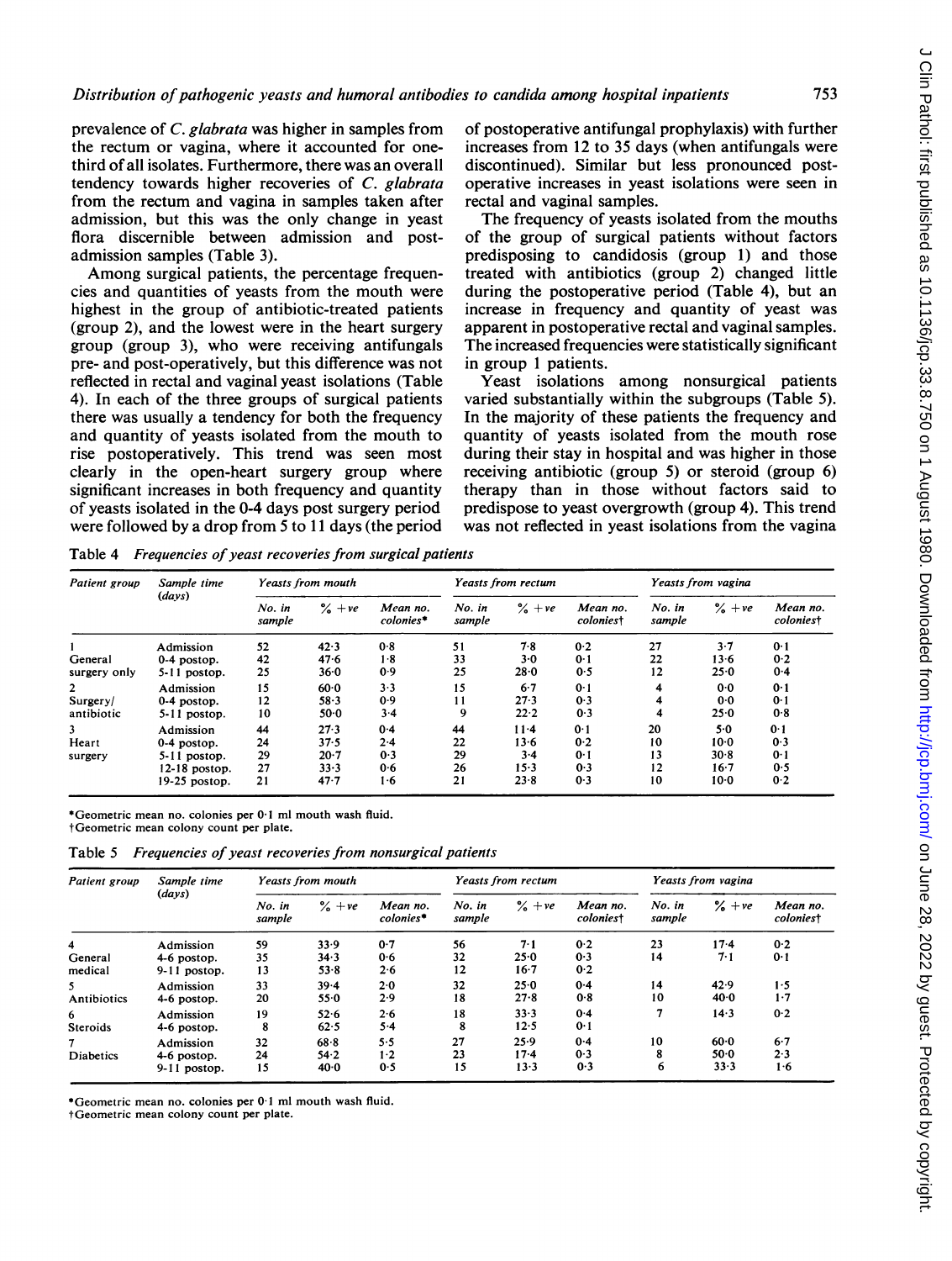prevalence of *C. glabrata* was higher in samples from the rectum or vagina, where it accounted for one-third of all isolates. Furthermore, there was an overall tendency towards higher recoveries of *C. glabrata* from the rectum and vagina in samples taken after admission, but this was the only change in yeast flora discernible between admission and post-admission samples (Table 3).

Among surgical patients, the percentage frequencies and quantities of yeasts from the mouth were highest in the group of antibiotic-treated patients (group 2), and the lowest were in the heart surgery group (group 3), who were receiving antifungals pre- and post-operatively, but this difference was not reflected in rectal and vaginal yeast isolations (Table 4). In each of the three groups of surgical patients there was usually a tendency for both the frequency and quantity of yeasts isolated from the mouth to rise postoperatively. This trend was seen most clearly in the open-heart surgery group where significant increases in both frequency and quantity of yeasts isolated in the 0-4 days post surgery period were followed by a drop from 5 to 11 days (the period of postoperative antifungal prophylaxis) with further increases from 12 to 35 days (when antifungals were discontinued). Similar but less pronounced postoperative increases in yeast isolations were seen in rectal and vaginal samples.

The frequency of yeasts isolated from the mouths of the group of surgical patients without factors predisposing to candidosis (group 1) and those treated with antibiotics (group 2) changed little during the postoperative period (Table 4), but an increase in frequency and quantity of yeast was apparent in postoperative rectal and vaginal samples. The increased frequencies were statistically significant in group 1 patients.

Yeast isolations among nonsurgical patients varied substantially within the subgroups (Table 5). In the majority of these patients the frequency and quantity of yeasts isolated from the mouth rose during their stay in hospital and was higher in those receiving antibiotic (group 5) or steroid (group 6) therapy than in those without factors said to predispose to yeast overgrowth (group 4). This trend was not reflected in yeast isolations from the vagina

Table 4 *Frequencies of yeast recoveries from surgical patients*

| Patient group | Sample time (days) | Yeasts from mouth | | | Yeasts from rectum | | | Yeasts from vagina | | |
|---|---|---|---|---|---|---|---|---|---|---|
| | | No. in sample | % +ve | Mean no. colonies* | No. in sample | % +ve | Mean no. colonies† | No. in sample | % +ve | Mean no. colonies† |
| 1 General surgery only | Admission | 52 | 42·3 | 0·8 | 51 | 7·8 | 0·2 | 27 | 3·7 | 0·1 |
| | 0-4 postop. | 42 | 47·6 | 1·8 | 33 | 3·0 | 0·1 | 22 | 13·6 | 0·2 |
| | 5-11 postop. | 25 | 36·0 | 0·9 | 25 | 28·0 | 0·5 | 12 | 25·0 | 0·4 |
| 2 Surgery/ antibiotic | Admission | 15 | 60·0 | 3·3 | 15 | 6·7 | 0·1 | 4 | 0·0 | 0·1 |
| | 0-4 postop. | 12 | 58·3 | 0·9 | 11 | 27·3 | 0·3 | 4 | 0·0 | 0·1 |
| | 5-11 postop. | 10 | 50·0 | 3·4 | 9 | 22·2 | 0·3 | 4 | 25·0 | 0·8 |
| 3 Heart surgery | Admission | 44 | 27·3 | 0·4 | 44 | 11·4 | 0·1 | 20 | 5·0 | 0·1 |
| | 0-4 postop. | 24 | 37·5 | 2·4 | 22 | 13·6 | 0·2 | 10 | 10·0 | 0·3 |
| | 5-11 postop. | 29 | 20·7 | 0·3 | 29 | 3·4 | 0·1 | 13 | 30·8 | 0·1 |
| | 12-18 postop. | 27 | 33·3 | 0·6 | 26 | 15·3 | 0·3 | 12 | 16·7 | 0·5 |
| | 19-25 postop. | 21 | 47·7 | 1·6 | 21 | 23·8 | 0·3 | 10 | 10·0 | 0·2 |

*Geometric mean no. colonies per 0·1 ml mouth wash fluid.
†Geometric mean colony count per plate.

Table 5 *Frequencies of yeast recoveries from nonsurgical patients*

| Patient group | Sample time (days) | Yeasts from mouth | | | Yeasts from rectum | | | Yeasts from vagina | | |
|---|---|---|---|---|---|---|---|---|---|---|
| | | No. in sample | % +ve | Mean no. colonies* | No. in sample | % +ve | Mean no. colonies† | No. in sample | % +ve | Mean no. colonies† |
| 4 General medical | Admission | 59 | 33·9 | 0·7 | 56 | 7·1 | 0·2 | 23 | 17·4 | 0·2 |
| | 4-6 postop. | 35 | 34·3 | 0·6 | 32 | 25·0 | 0·3 | 14 | 7·1 | 0·1 |
| | 9-11 postop. | 13 | 53·8 | 2·6 | 12 | 16·7 | 0·2 | | | |
| 5 Antibiotics | Admission | 33 | 39·4 | 2·0 | 32 | 25·0 | 0·4 | 14 | 42·9 | 1·5 |
| | 4-6 postop. | 20 | 55·0 | 2·9 | 18 | 27·8 | 0·8 | 10 | 40·0 | 1·7 |
| 6 Steroids | Admission | 19 | 52·6 | 2·6 | 18 | 33·3 | 0·4 | 7 | 14·3 | 0·2 |
| | 4-6 postop. | 8 | 62·5 | 5·4 | 8 | 12·5 | 0·1 | | | |
| 7 Diabetics | Admission | 32 | 68·8 | 5·5 | 27 | 25·9 | 0·4 | 10 | 60·0 | 6·7 |
| | 4-6 postop. | 24 | 54·2 | 1·2 | 23 | 17·4 | 0·3 | 8 | 50·0 | 2·3 |
| | 9-11 postop. | 15 | 40·0 | 0·5 | 15 | 13·3 | 0·3 | 6 | 33·3 | 1·6 |

*Geometric mean no. colonies per 0·1 ml mouth wash fluid.
†Geometric mean colony count per plate.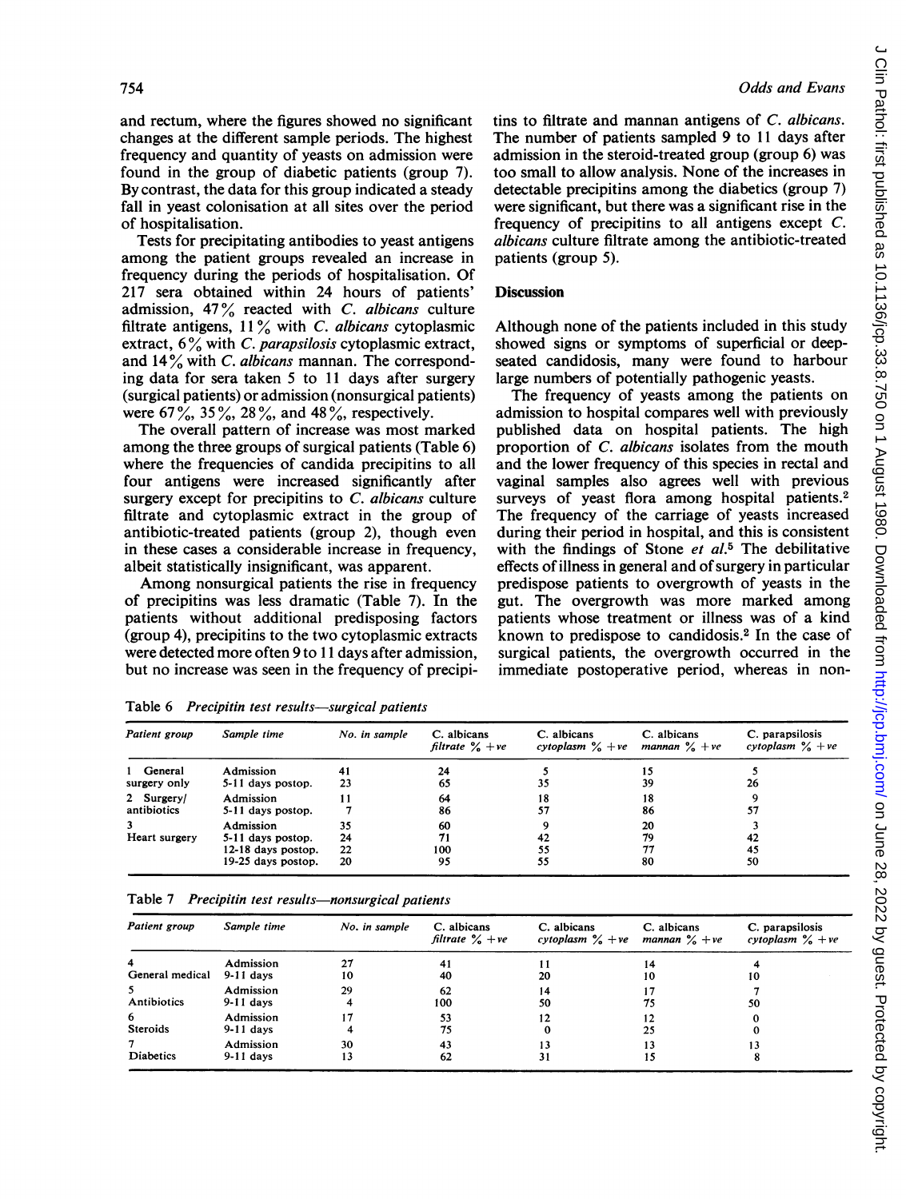and rectum, where the figures showed no significant changes at the different sample periods. The highest frequency and quantity of yeasts on admission were found in the group of diabetic patients (group 7). By contrast, the data for this group indicated a steady fall in yeast colonisation at all sites over the period of hospitalisation.

Tests for precipitating antibodies to yeast antigens among the patient groups revealed an increase in frequency during the periods of hospitalisation. Of 217 sera obtained within 24 hours of patients' admission, 47% reacted with *C. albicans* culture filtrate antigens, 11% with *C. albicans* cytoplasmic extract, 6% with *C. parapsilosis* cytoplasmic extract, and 14% with *C. albicans* mannan. The corresponding data for sera taken 5 to 11 days after surgery (surgical patients) or admission (nonsurgical patients) were 67%, 35%, 28%, and 48%, respectively.

The overall pattern of increase was most marked among the three groups of surgical patients (Table 6) where the frequencies of candida precipitins to all four antigens were increased significantly after surgery except for precipitins to *C. albicans* culture filtrate and cytoplasmic extract in the group of antibiotic-treated patients (group 2), though even in these cases a considerable increase in frequency, albeit statistically insignificant, was apparent.

Among nonsurgical patients the rise in frequency of precipitins was less dramatic (Table 7). In the patients without additional predisposing factors (group 4), precipitins to the two cytoplasmic extracts were detected more often 9 to 11 days after admission, but no increase was seen in the frequency of precipitins to filtrate and mannan antigens of *C. albicans*. The number of patients sampled 9 to 11 days after admission in the steroid-treated group (group 6) was too small to allow analysis. None of the increases in detectable precipitins among the diabetics (group 7) were significant, but there was a significant rise in the frequency of precipitins to all antigens except *C. albicans* culture filtrate among the antibiotic-treated patients (group 5).

## Discussion

Although none of the patients included in this study showed signs or symptoms of superficial or deep-seated candidosis, many were found to harbour large numbers of potentially pathogenic yeasts.

The frequency of yeasts among the patients on admission to hospital compares well with previously published data on hospital patients. The high proportion of *C. albicans* isolates from the mouth and the lower frequency of this species in rectal and vaginal samples also agrees well with previous surveys of yeast flora among hospital patients.[2] The frequency of the carriage of yeasts increased during their period in hospital, and this is consistent with the findings of Stone *et al.*[5] The debilitative effects of illness in general and of surgery in particular predispose patients to overgrowth of yeasts in the gut. The overgrowth was more marked among patients whose treatment or illness was of a kind known to predispose to candidosis.[2] In the case of surgical patients, the overgrowth occurred in the immediate postoperative period, whereas in non-

Table 6 *Precipitin test results—surgical patients*

| Patient group | Sample time | No. in sample | C. albicans filtrate % +ve | C. albicans cytoplasm % +ve | C. albicans mannan % +ve | C. parapsilosis cytoplasm % +ve |
|---|---|---|---|---|---|---|
| 1 General surgery only | Admission | 41 | 24 | 5 | 15 | 5 |
| | 5-11 days postop. | 23 | 65 | 35 | 39 | 26 |
| 2 Surgery/ antibiotics | Admission | 11 | 64 | 18 | 18 | 9 |
| | 5-11 days postop. | 7 | 86 | 57 | 86 | 57 |
| 3 Heart surgery | Admission | 35 | 60 | 9 | 20 | 3 |
| | 5-11 days postop. | 24 | 71 | 42 | 79 | 42 |
| | 12-18 days postop. | 22 | 100 | 55 | 77 | 45 |
| | 19-25 days postop. | 20 | 95 | 55 | 80 | 50 |

Table 7 *Precipitin test results—nonsurgical patients*

| Patient group | Sample time | No. in sample | C. albicans filtrate % +ve | C. albicans cytoplasm % +ve | C. albicans mannan % +ve | C. parapsilosis cytoplasm % +ve |
|---|---|---|---|---|---|---|
| 4 General medical | Admission | 27 | 41 | 11 | 14 | 4 |
| | 9-11 days | 10 | 40 | 20 | 10 | 10 |
| 5 Antibiotics | Admission | 29 | 62 | 14 | 17 | 7 |
| | 9-11 days | 4 | 100 | 50 | 75 | 50 |
| 6 Steroids | Admission | 17 | 53 | 12 | 12 | 0 |
| | 9-11 days | 4 | 75 | 0 | 25 | 0 |
| 7 Diabetics | Admission | 30 | 43 | 13 | 13 | 13 |
| | 9-11 days | 13 | 62 | 31 | 15 | 8 |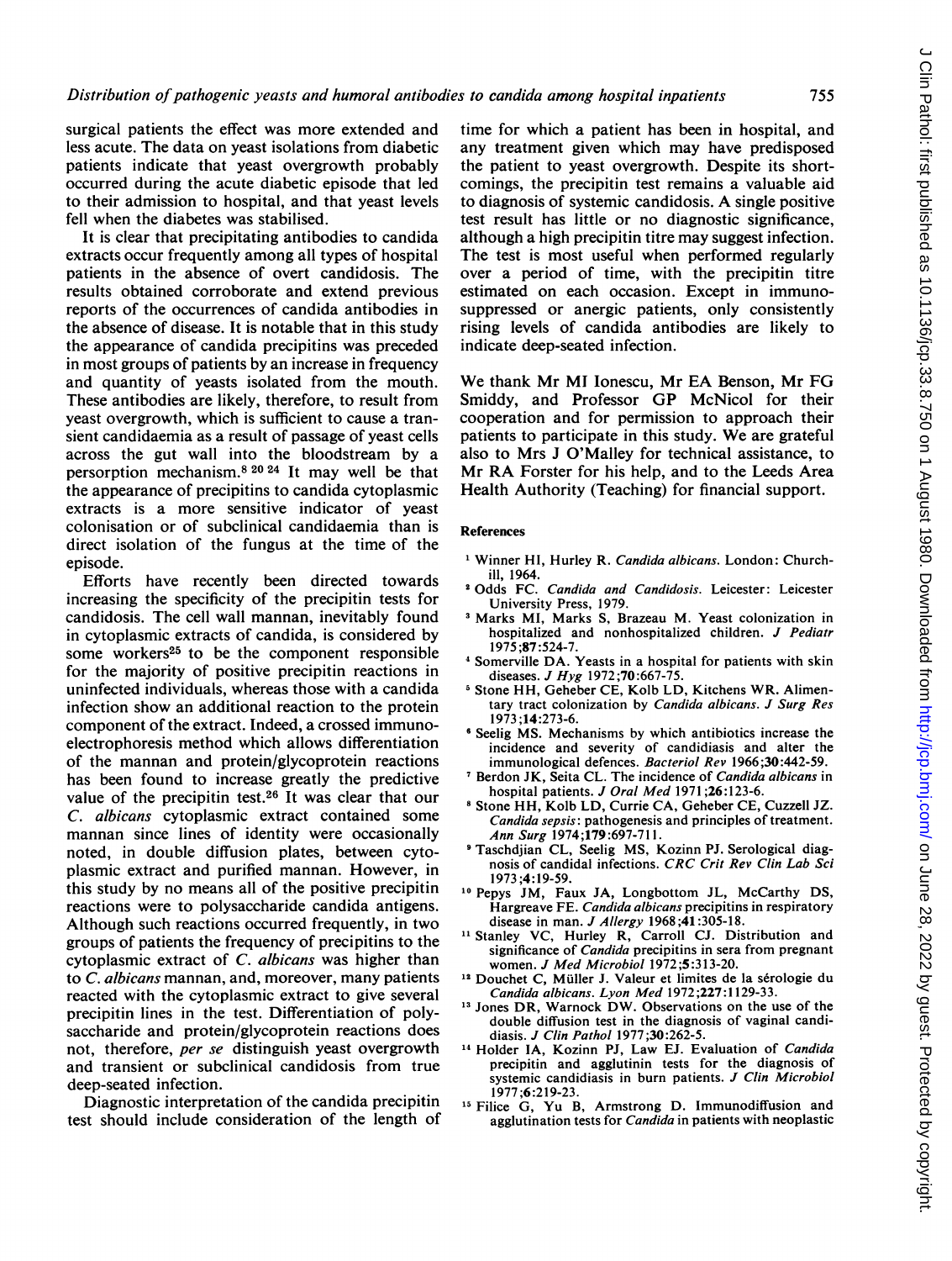surgical patients the effect was more extended and less acute. The data on yeast isolations from diabetic patients indicate that yeast overgrowth probably occurred during the acute diabetic episode that led to their admission to hospital, and that yeast levels fell when the diabetes was stabilised.

It is clear that precipitating antibodies to candida extracts occur frequently among all types of hospital patients in the absence of overt candidosis. The results obtained corroborate and extend previous reports of the occurrences of candida antibodies in the absence of disease. It is notable that in this study the appearance of candida precipitins was preceded in most groups of patients by an increase in frequency and quantity of yeasts isolated from the mouth. These antibodies are likely, therefore, to result from yeast overgrowth, which is sufficient to cause a transient candidaemia as a result of passage of yeast cells across the gut wall into the bloodstream by a persorption mechanism.[8 20 24] It may well be that the appearance of precipitins to candida cytoplasmic extracts is a more sensitive indicator of yeast colonisation or of subclinical candidaemia than is direct isolation of the fungus at the time of the episode.

Efforts have recently been directed towards increasing the specificity of the precipitin tests for candidosis. The cell wall mannan, inevitably found in cytoplasmic extracts of candida, is considered by some workers[25] to be the component responsible for the majority of positive precipitin reactions in uninfected individuals, whereas those with a candida infection show an additional reaction to the protein component of the extract. Indeed, a crossed immunoelectrophoresis method which allows differentiation of the mannan and protein/glycoprotein reactions has been found to increase greatly the predictive value of the precipitin test.[26] It was clear that our *C. albicans* cytoplasmic extract contained some mannan since lines of identity were occasionally noted, in double diffusion plates, between cytoplasmic extract and purified mannan. However, in this study by no means all of the positive precipitin reactions were to polysaccharide candida antigens. Although such reactions occurred frequently, in two groups of patients the frequency of precipitins to the cytoplasmic extract of *C. albicans* was higher than to *C. albicans* mannan, and, moreover, many patients reacted with the cytoplasmic extract to give several precipitin lines in the test. Differentiation of polysaccharide and protein/glycoprotein reactions does not, therefore, *per se* distinguish yeast overgrowth and transient or subclinical candidosis from true deep-seated infection.

Diagnostic interpretation of the candida precipitin test should include consideration of the length of time for which a patient has been in hospital, and any treatment given which may have predisposed the patient to yeast overgrowth. Despite its shortcomings, the precipitin test remains a valuable aid to diagnosis of systemic candidosis. A single positive test result has little or no diagnostic significance, although a high precipitin titre may suggest infection. The test is most useful when performed regularly over a period of time, with the precipitin titre estimated on each occasion. Except in immunosuppressed or anergic patients, only consistently rising levels of candida antibodies are likely to indicate deep-seated infection.

We thank Mr MI Ionescu, Mr EA Benson, Mr FG Smiddy, and Professor GP McNicol for their cooperation and for permission to approach their patients to participate in this study. We are grateful also to Mrs J O'Malley for technical assistance, to Mr RA Forster for his help, and to the Leeds Area Health Authority (Teaching) for financial support.

## References

1. Winner HI, Hurley R. *Candida albicans*. London: Churchill, 1964.
2. Odds FC. *Candida and Candidosis*. Leicester: Leicester University Press, 1979.
3. Marks MI, Marks S, Brazeau M. Yeast colonization in hospitalized and nonhospitalized children. *J Pediatr* 1975;**87**:524-7.
4. Somerville DA. Yeasts in a hospital for patients with skin diseases. *J Hyg* 1972;**70**:667-75.
5. Stone HH, Geheber CE, Kolb LD, Kitchens WR. Alimentary tract colonization by *Candida albicans*. *J Surg Res* 1973;**14**:273-6.
6. Seelig MS. Mechanisms by which antibiotics increase the incidence and severity of candidiasis and alter the immunological defences. *Bacteriol Rev* 1966;**30**:442-59.
7. Berdon JK, Seita CL. The incidence of *Candida albicans* in hospital patients. *J Oral Med* 1971;**26**:123-6.
8. Stone HH, Kolb LD, Currie CA, Geheber CE, Cuzzell JZ. *Candida sepsis*: pathogenesis and principles of treatment. *Ann Surg* 1974;**179**:697-711.
9. Taschdjian CL, Seelig MS, Kozinn PJ. Serological diagnosis of candidal infections. *CRC Crit Rev Clin Lab Sci* 1973;**4**:19-59.
10. Pepys JM, Faux JA, Longbottom JL, McCarthy DS, Hargreave FE. *Candida albicans* precipitins in respiratory disease in man. *J Allergy* 1968;**41**:305-18.
11. Stanley VC, Hurley R, Carroll CJ. Distribution and significance of *Candida* precipitins in sera from pregnant women. *J Med Microbiol* 1972;**5**:313-20.
12. Douchet C, Müller J. Valeur et limites de la sérologie du *Candida albicans*. *Lyon Med* 1972;**227**:1129-33.
13. Jones DR, Warnock DW. Observations on the use of the double diffusion test in the diagnosis of vaginal candidiasis. *J Clin Pathol* 1977;**30**:262-5.
14. Holder IA, Kozinn PJ, Law EJ. Evaluation of *Candida* precipitin and agglutinin tests for the diagnosis of systemic candidiasis in burn patients. *J Clin Microbiol* 1977;**6**:219-23.
15. Filice G, Yu B, Armstrong D. Immunodiffusion and agglutination tests for *Candida* in patients with neoplastic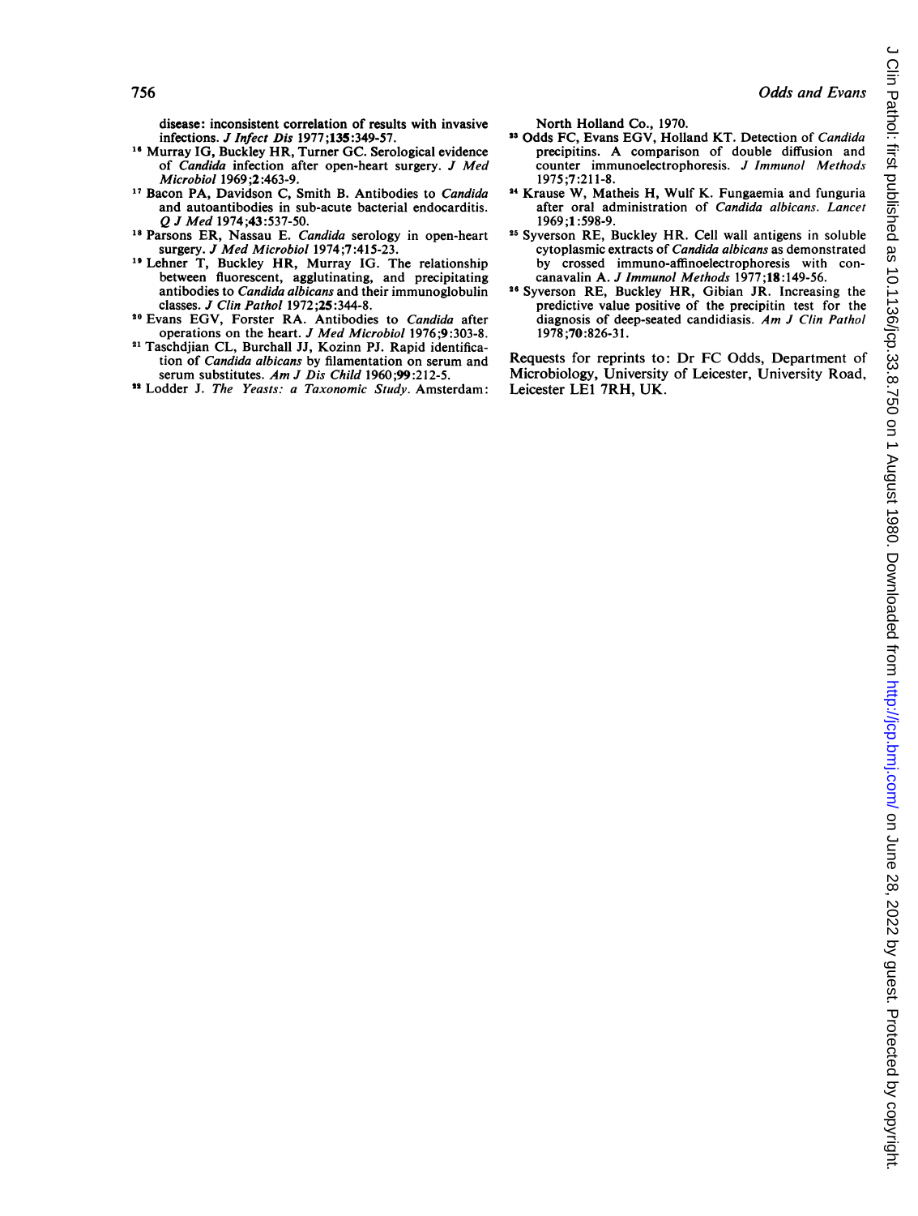disease: inconsistent correlation of results with invasive infections. *J Infect Dis* 1977;**135**:349-57.

[16] Murray IG, Buckley HR, Turner GC. Serological evidence of *Candida* infection after open-heart surgery. *J Med Microbiol* 1969;**2**:463-9.

[17] Bacon PA, Davidson C, Smith B. Antibodies to *Candida* and autoantibodies in sub-acute bacterial endocarditis. *Q J Med* 1974;**43**:537-50.

[18] Parsons ER, Nassau E. *Candida* serology in open-heart surgery. *J Med Microbiol* 1974;**7**:415-23.

[19] Lehner T, Buckley HR, Murray IG. The relationship between fluorescent, agglutinating, and precipitating antibodies to *Candida albicans* and their immunoglobulin classes. *J Clin Pathol* 1972;**25**:344-8.

[20] Evans EGV, Forster RA. Antibodies to *Candida* after operations on the heart. *J Med Microbiol* 1976;**9**:303-8.

[21] Taschdjian CL, Burchall JJ, Kozinn PJ. Rapid identification of *Candida albicans* by filamentation on serum and serum substitutes. *Am J Dis Child* 1960;**99**:212-5.

[22] Lodder J. *The Yeasts: a Taxonomic Study*. Amsterdam: North Holland Co., 1970.

[23] Odds FC, Evans EGV, Holland KT. Detection of *Candida* precipitins. A comparison of double diffusion and counter immunoelectrophoresis. *J Immunol Methods* 1975;**7**:211-8.

[24] Krause W, Matheis H, Wulf K. Fungaemia and funguria after oral administration of *Candida albicans*. *Lancet* 1969;**1**:598-9.

[25] Syverson RE, Buckley HR. Cell wall antigens in soluble cytoplasmic extracts of *Candida albicans* as demonstrated by crossed immuno-affinoelectrophoresis with concanavalin A. *J Immunol Methods* 1977;**18**:149-56.

[26] Syverson RE, Buckley HR, Gibian JR. Increasing the predictive value positive of the precipitin test for the diagnosis of deep-seated candidiasis. *Am J Clin Pathol* 1978;**70**:826-31.

Requests for reprints to: Dr FC Odds, Department of Microbiology, University of Leicester, University Road, Leicester LE1 7RH, UK.